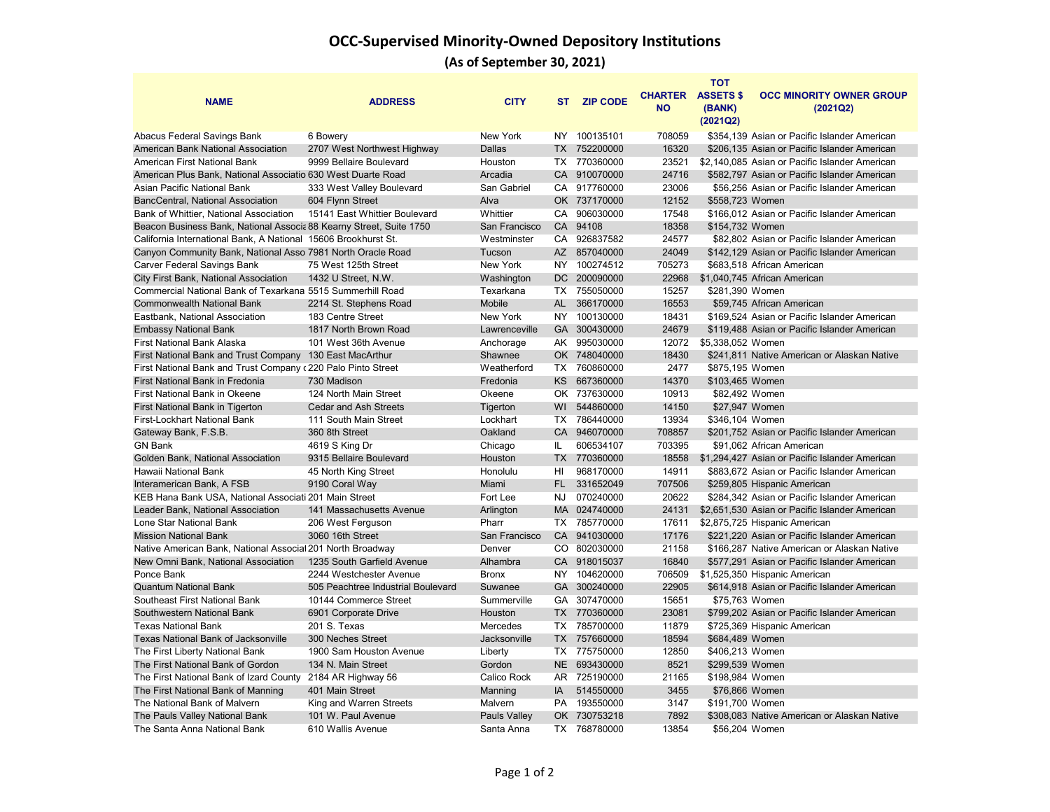# OCC-Supervised Minority-Owned Depository Institutions

## (As of September 30, 2021)

| NAME | ADDRESS | CITY | ST | ZIP CODE | CHARTER NO | TOT ASSETS $ (BANK) (2021Q2) | OCC MINORITY OWNER GROUP (2021Q2) |
|---|---|---|---|---|---|---|---|
| Abacus Federal Savings Bank | 6 Bowery | New York | NY | 100135101 | 708059 | $354,139 | Asian or Pacific Islander American |
| American Bank National Association | 2707 West Northwest Highway | Dallas | TX | 752200000 | 16320 | $206,135 | Asian or Pacific Islander American |
| American First National Bank | 9999 Bellaire Boulevard | Houston | TX | 770360000 | 23521 | $2,140,085 | Asian or Pacific Islander American |
| American Plus Bank, National Associatio | 630 West Duarte Road | Arcadia | CA | 910070000 | 24716 | $582,797 | Asian or Pacific Islander American |
| Asian Pacific National Bank | 333 West Valley Boulevard | San Gabriel | CA | 917760000 | 23006 | $56,256 | Asian or Pacific Islander American |
| BancCentral, National Association | 604 Flynn Street | Alva | OK | 737170000 | 12152 | $558,723 | Women |
| Bank of Whittier, National Association | 15141 East Whittier Boulevard | Whittier | CA | 906030000 | 17548 | $166,012 | Asian or Pacific Islander American |
| Beacon Business Bank, National Associa | 88 Kearny Street, Suite 1750 | San Francisco | CA | 94108 | 18358 | $154,732 | Women |
| California International Bank, A National | 15606 Brookhurst St. | Westminster | CA | 926837582 | 24577 | $82,802 | Asian or Pacific Islander American |
| Canyon Community Bank, National Asso | 7981 North Oracle Road | Tucson | AZ | 857040000 | 24049 | $142,129 | Asian or Pacific Islander American |
| Carver Federal Savings Bank | 75 West 125th Street | New York | NY | 100274512 | 705273 | $683,518 | African American |
| City First Bank, National Association | 1432 U Street, N.W. | Washington | DC | 200090000 | 22968 | $1,040,745 | African American |
| Commercial National Bank of Texarkana | 5515 Summerhill Road | Texarkana | TX | 755050000 | 15257 | $281,390 | Women |
| Commonwealth National Bank | 2214 St. Stephens Road | Mobile | AL | 366170000 | 16553 | $59,745 | African American |
| Eastbank, National Association | 183 Centre Street | New York | NY | 100130000 | 18431 | $169,524 | Asian or Pacific Islander American |
| Embassy National Bank | 1817 North Brown Road | Lawrenceville | GA | 300430000 | 24679 | $119,488 | Asian or Pacific Islander American |
| First National Bank Alaska | 101 West 36th Avenue | Anchorage | AK | 995030000 | 12072 | $5,338,052 | Women |
| First National Bank and Trust Company | 130 East MacArthur | Shawnee | OK | 748040000 | 18430 | $241,811 | Native American or Alaskan Native |
| First National Bank and Trust Company ( | 220 Palo Pinto Street | Weatherford | TX | 760860000 | 2477 | $875,195 | Women |
| First National Bank in Fredonia | 730 Madison | Fredonia | KS | 667360000 | 14370 | $103,465 | Women |
| First National Bank in Okeene | 124 North Main Street | Okeene | OK | 737630000 | 10913 | $82,492 | Women |
| First National Bank in Tigerton | Cedar and Ash Streets | Tigerton | WI | 544860000 | 14150 | $27,947 | Women |
| First-Lockhart National Bank | 111 South Main Street | Lockhart | TX | 786440000 | 13934 | $346,104 | Women |
| Gateway Bank, F.S.B. | 360 8th Street | Oakland | CA | 946070000 | 708857 | $201,752 | Asian or Pacific Islander American |
| GN Bank | 4619 S King Dr | Chicago | IL | 606534107 | 703395 | $91,062 | African American |
| Golden Bank, National Association | 9315 Bellaire Boulevard | Houston | TX | 770360000 | 18558 | $1,294,427 | Asian or Pacific Islander American |
| Hawaii National Bank | 45 North King Street | Honolulu | HI | 968170000 | 14911 | $883,672 | Asian or Pacific Islander American |
| Interamerican Bank, A FSB | 9190 Coral Way | Miami | FL | 331652049 | 707506 | $259,805 | Hispanic American |
| KEB Hana Bank USA, National Associati | 201 Main Street | Fort Lee | NJ | 070240000 | 20622 | $284,342 | Asian or Pacific Islander American |
| Leader Bank, National Association | 141 Massachusetts Avenue | Arlington | MA | 024740000 | 24131 | $2,651,530 | Asian or Pacific Islander American |
| Lone Star National Bank | 206 West Ferguson | Pharr | TX | 785770000 | 17611 | $2,875,725 | Hispanic American |
| Mission National Bank | 3060 16th Street | San Francisco | CA | 941030000 | 17176 | $221,220 | Asian or Pacific Islander American |
| Native American Bank, National Associat | 201 North Broadway | Denver | CO | 802030000 | 21158 | $166,287 | Native American or Alaskan Native |
| New Omni Bank, National Association | 1235 South Garfield Avenue | Alhambra | CA | 918015037 | 16840 | $577,291 | Asian or Pacific Islander American |
| Ponce Bank | 2244 Westchester Avenue | Bronx | NY | 104620000 | 706509 | $1,525,350 | Hispanic American |
| Quantum National Bank | 505 Peachtree Industrial Boulevard | Suwanee | GA | 300240000 | 22905 | $614,918 | Asian or Pacific Islander American |
| Southeast First National Bank | 10144 Commerce Street | Summerville | GA | 307470000 | 15651 | $75,763 | Women |
| Southwestern National Bank | 6901 Corporate Drive | Houston | TX | 770360000 | 23081 | $799,202 | Asian or Pacific Islander American |
| Texas National Bank | 201 S. Texas | Mercedes | TX | 785700000 | 11879 | $725,369 | Hispanic American |
| Texas National Bank of Jacksonville | 300 Neches Street | Jacksonville | TX | 757660000 | 18594 | $684,489 | Women |
| The First Liberty National Bank | 1900 Sam Houston Avenue | Liberty | TX | 775750000 | 12850 | $406,213 | Women |
| The First National Bank of Gordon | 134 N. Main Street | Gordon | NE | 693430000 | 8521 | $299,539 | Women |
| The First National Bank of Izard County | 2184 AR Highway 56 | Calico Rock | AR | 725190000 | 21165 | $198,984 | Women |
| The First National Bank of Manning | 401 Main Street | Manning | IA | 514550000 | 3455 | $76,866 | Women |
| The National Bank of Malvern | King and Warren Streets | Malvern | PA | 193550000 | 3147 | $191,700 | Women |
| The Pauls Valley National Bank | 101 W. Paul Avenue | Pauls Valley | OK | 730753218 | 7892 | $308,083 | Native American or Alaskan Native |
| The Santa Anna National Bank | 610 Wallis Avenue | Santa Anna | TX | 768780000 | 13854 | $56,204 | Women |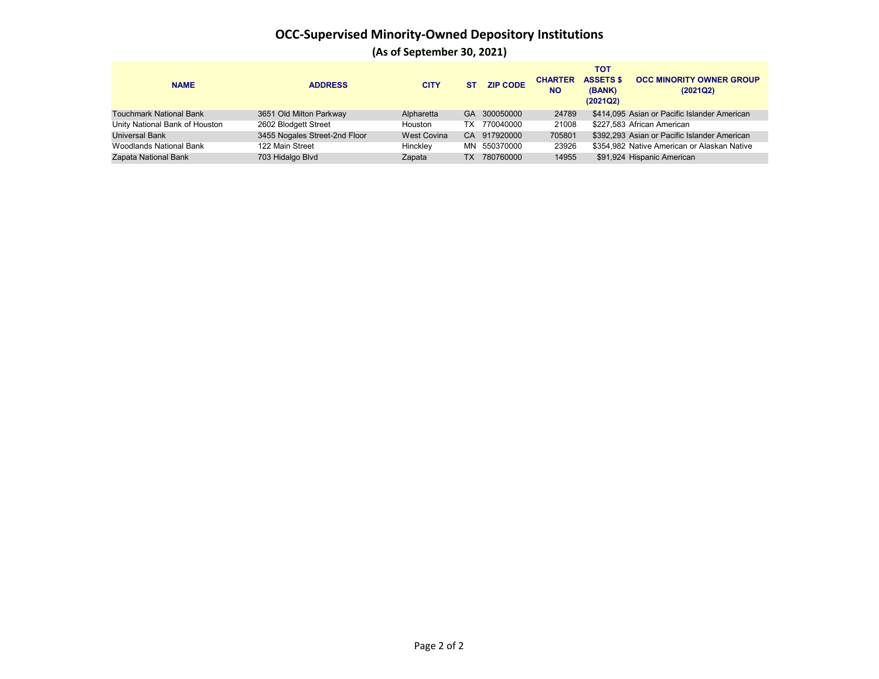# OCC-Supervised Minority-Owned Depository Institutions

**(As of September 30, 2021)**

| NAME | ADDRESS | CITY | ST | ZIP CODE | CHARTER NO | TOT ASSETS $ (BANK) (2021Q2) | OCC MINORITY OWNER GROUP (2021Q2) |
|---|---|---|---|---|---|---|---|
| Touchmark National Bank | 3651 Old Milton Parkway | Alpharetta | GA | 300050000 | 24789 | $414,095 | Asian or Pacific Islander American |
| Unity National Bank of Houston | 2602 Blodgett Street | Houston | TX | 770040000 | 21008 | $227,583 | African American |
| Universal Bank | 3455 Nogales Street-2nd Floor | West Covina | CA | 917920000 | 705801 | $392,293 | Asian or Pacific Islander American |
| Woodlands National Bank | 122 Main Street | Hinckley | MN | 550370000 | 23926 | $354,982 | Native American or Alaskan Native |
| Zapata National Bank | 703 Hidalgo Blvd | Zapata | TX | 780760000 | 14955 | $91,924 | Hispanic American |